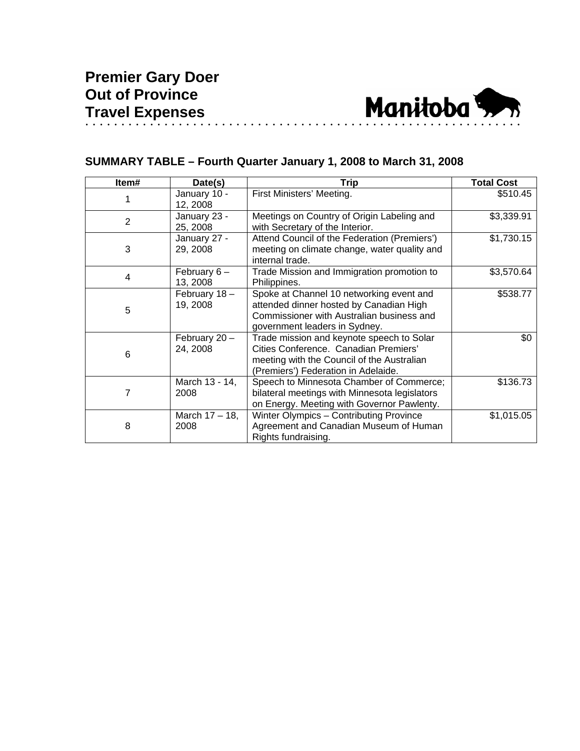# Premier Gary Doer
# Out of Province
# Travel Expenses

Manitoba

## SUMMARY TABLE – Fourth Quarter January 1, 2008 to March 31, 2008

| Item# | Date(s) | Trip | Total Cost |
|---|---|---|---|
| 1 | January 10 - 12, 2008 | First Ministers' Meeting. | $510.45 |
| 2 | January 23 - 25, 2008 | Meetings on Country of Origin Labeling and with Secretary of the Interior. | $3,339.91 |
| 3 | January 27 - 29, 2008 | Attend Council of the Federation (Premiers') meeting on climate change, water quality and internal trade. | $1,730.15 |
| 4 | February 6 – 13, 2008 | Trade Mission and Immigration promotion to Philippines. | $3,570.64 |
| 5 | February 18 – 19, 2008 | Spoke at Channel 10 networking event and attended dinner hosted by Canadian High Commissioner with Australian business and government leaders in Sydney. | $538.77 |
| 6 | February 20 – 24, 2008 | Trade mission and keynote speech to Solar Cities Conference. Canadian Premiers' meeting with the Council of the Australian (Premiers') Federation in Adelaide. | $0 |
| 7 | March 13 - 14, 2008 | Speech to Minnesota Chamber of Commerce; bilateral meetings with Minnesota legislators on Energy. Meeting with Governor Pawlenty. | $136.73 |
| 8 | March 17 – 18, 2008 | Winter Olympics – Contributing Province Agreement and Canadian Museum of Human Rights fundraising. | $1,015.05 |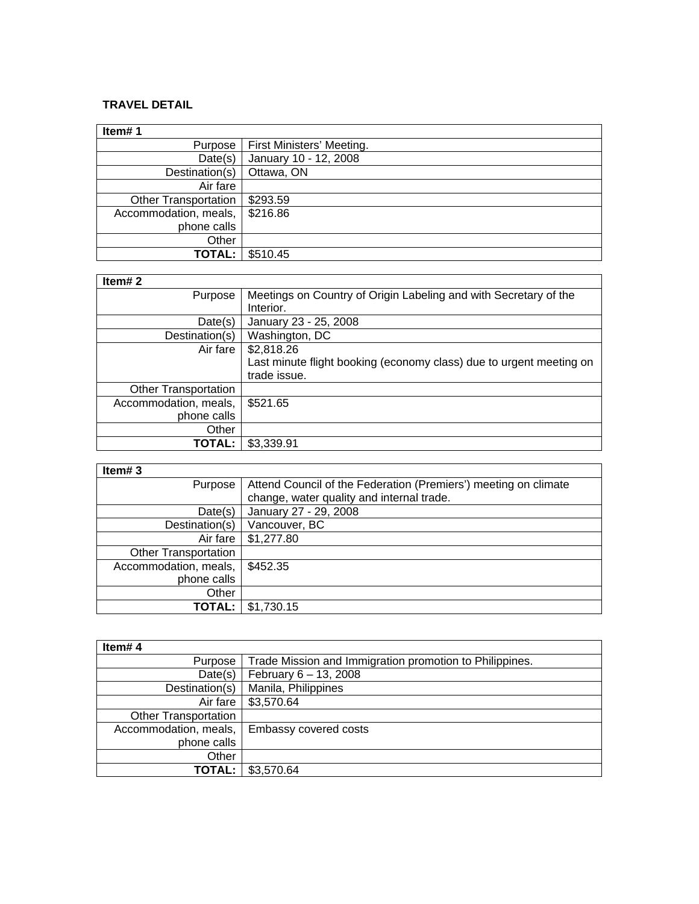**TRAVEL DETAIL**

| Item# 1 | |
|---:|---|
| Purpose | First Ministers' Meeting. |
| Date(s) | January 10 - 12, 2008 |
| Destination(s) | Ottawa, ON |
| Air fare | |
| Other Transportation | $293.59 |
| Accommodation, meals, phone calls | $216.86 |
| Other | |
| **TOTAL:** | $510.45 |

| Item# 2 | |
|---:|---|
| Purpose | Meetings on Country of Origin Labeling and with Secretary of the Interior. |
| Date(s) | January 23 - 25, 2008 |
| Destination(s) | Washington, DC |
| Air fare | $2,818.26<br>Last minute flight booking (economy class) due to urgent meeting on trade issue. |
| Other Transportation | |
| Accommodation, meals, phone calls | $521.65 |
| Other | |
| **TOTAL:** | $3,339.91 |

| Item# 3 | |
|---:|---|
| Purpose | Attend Council of the Federation (Premiers') meeting on climate change, water quality and internal trade. |
| Date(s) | January 27 - 29, 2008 |
| Destination(s) | Vancouver, BC |
| Air fare | $1,277.80 |
| Other Transportation | |
| Accommodation, meals, phone calls | $452.35 |
| Other | |
| **TOTAL:** | $1,730.15 |

| Item# 4 | |
|---:|---|
| Purpose | Trade Mission and Immigration promotion to Philippines. |
| Date(s) | February 6 – 13, 2008 |
| Destination(s) | Manila, Philippines |
| Air fare | $3,570.64 |
| Other Transportation | |
| Accommodation, meals, phone calls | Embassy covered costs |
| Other | |
| **TOTAL:** | $3,570.64 |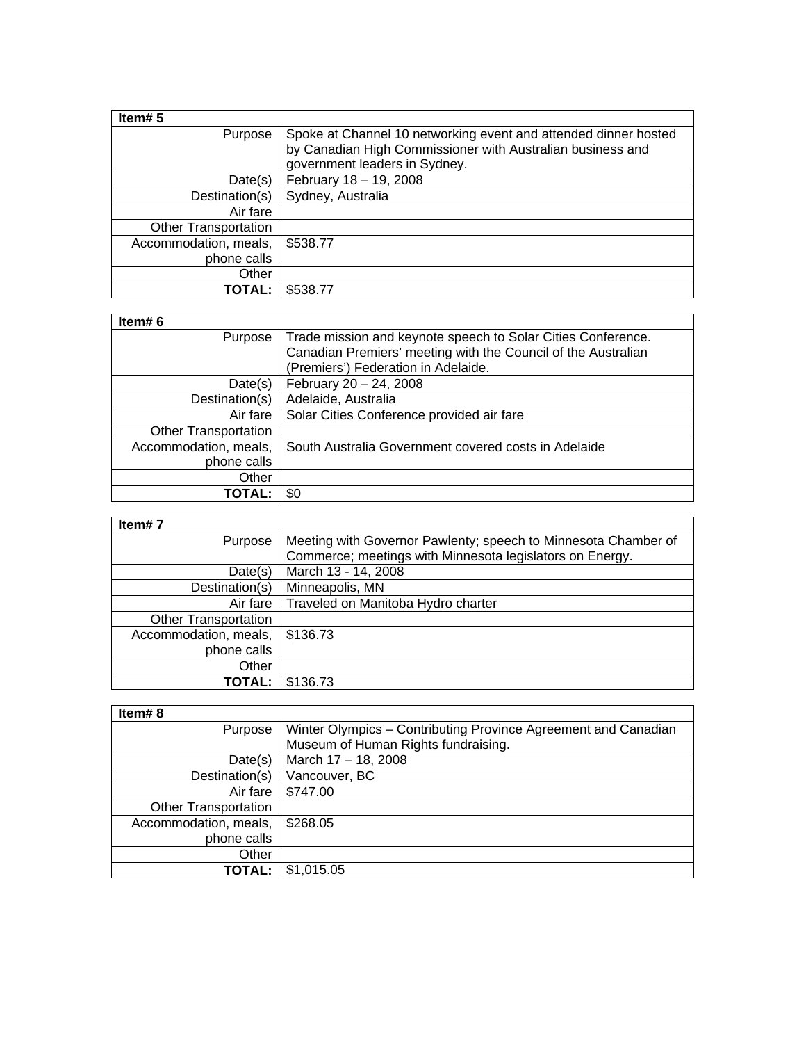| Item# 5 | |
|---|---|
| Purpose | Spoke at Channel 10 networking event and attended dinner hosted by Canadian High Commissioner with Australian business and government leaders in Sydney. |
| Date(s) | February 18 – 19, 2008 |
| Destination(s) | Sydney, Australia |
| Air fare | |
| Other Transportation | |
| Accommodation, meals, phone calls | $538.77 |
| Other | |
| **TOTAL:** | $538.77 |

| Item# 6 | |
|---|---|
| Purpose | Trade mission and keynote speech to Solar Cities Conference. Canadian Premiers' meeting with the Council of the Australian (Premiers') Federation in Adelaide. |
| Date(s) | February 20 – 24, 2008 |
| Destination(s) | Adelaide, Australia |
| Air fare | Solar Cities Conference provided air fare |
| Other Transportation | |
| Accommodation, meals, phone calls | South Australia Government covered costs in Adelaide |
| Other | |
| **TOTAL:** | $0 |

| Item# 7 | |
|---|---|
| Purpose | Meeting with Governor Pawlenty; speech to Minnesota Chamber of Commerce; meetings with Minnesota legislators on Energy. |
| Date(s) | March 13 - 14, 2008 |
| Destination(s) | Minneapolis, MN |
| Air fare | Traveled on Manitoba Hydro charter |
| Other Transportation | |
| Accommodation, meals, phone calls | $136.73 |
| Other | |
| **TOTAL:** | $136.73 |

| Item# 8 | |
|---|---|
| Purpose | Winter Olympics – Contributing Province Agreement and Canadian Museum of Human Rights fundraising. |
| Date(s) | March 17 – 18, 2008 |
| Destination(s) | Vancouver, BC |
| Air fare | $747.00 |
| Other Transportation | |
| Accommodation, meals, phone calls | $268.05 |
| Other | |
| **TOTAL:** | $1,015.05 |